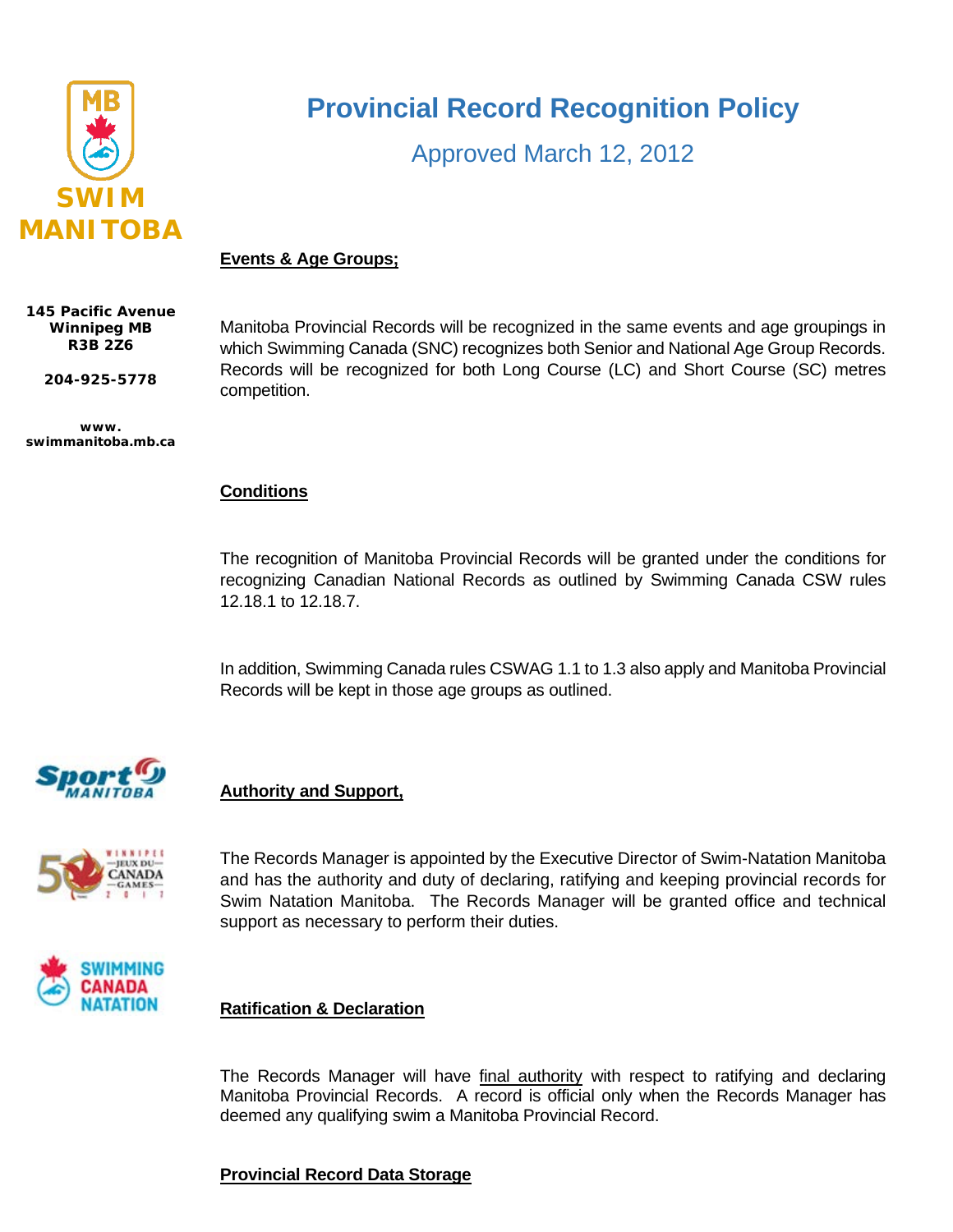# Provincial Record Recognition Policy

Approved March 12, 2012

SWIM MANITOBA

145 Pacific Avenue
Winnipeg MB
R3B 2Z6

204-925-5778

www.swimmanitoba.mb.ca

## Events & Age Groups;

Manitoba Provincial Records will be recognized in the same events and age groupings in which Swimming Canada (SNC) recognizes both Senior and National Age Group Records. Records will be recognized for both Long Course (LC) and Short Course (SC) metres competition.

## Conditions

The recognition of Manitoba Provincial Records will be granted under the conditions for recognizing Canadian National Records as outlined by Swimming Canada CSW rules 12.18.1 to 12.18.7.

In addition, Swimming Canada rules CSWAG 1.1 to 1.3 also apply and Manitoba Provincial Records will be kept in those age groups as outlined.

## Authority and Support,

The Records Manager is appointed by the Executive Director of Swim-Natation Manitoba and has the authority and duty of declaring, ratifying and keeping provincial records for Swim Natation Manitoba. The Records Manager will be granted office and technical support as necessary to perform their duties.

## Ratification & Declaration

The Records Manager will have final authority with respect to ratifying and declaring Manitoba Provincial Records. A record is official only when the Records Manager has deemed any qualifying swim a Manitoba Provincial Record.

## Provincial Record Data Storage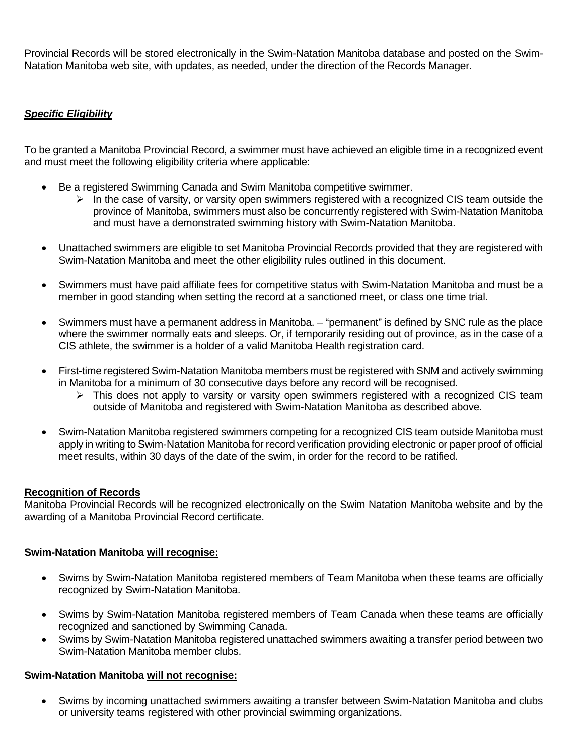Provincial Records will be stored electronically in the Swim-Natation Manitoba database and posted on the Swim-Natation Manitoba web site, with updates, as needed, under the direction of the Records Manager.

***Specific Eligibility***

To be granted a Manitoba Provincial Record, a swimmer must have achieved an eligible time in a recognized event and must meet the following eligibility criteria where applicable:

- Be a registered Swimming Canada and Swim Manitoba competitive swimmer.
  - In the case of varsity, or varsity open swimmers registered with a recognized CIS team outside the province of Manitoba, swimmers must also be concurrently registered with Swim-Natation Manitoba and must have a demonstrated swimming history with Swim-Natation Manitoba.
- Unattached swimmers are eligible to set Manitoba Provincial Records provided that they are registered with Swim-Natation Manitoba and meet the other eligibility rules outlined in this document.
- Swimmers must have paid affiliate fees for competitive status with Swim-Natation Manitoba and must be a member in good standing when setting the record at a sanctioned meet, or class one time trial.
- Swimmers must have a permanent address in Manitoba. – "permanent" is defined by SNC rule as the place where the swimmer normally eats and sleeps. Or, if temporarily residing out of province, as in the case of a CIS athlete, the swimmer is a holder of a valid Manitoba Health registration card.
- First-time registered Swim-Natation Manitoba members must be registered with SNM and actively swimming in Manitoba for a minimum of 30 consecutive days before any record will be recognised.
  - This does not apply to varsity or varsity open swimmers registered with a recognized CIS team outside of Manitoba and registered with Swim-Natation Manitoba as described above.
- Swim-Natation Manitoba registered swimmers competing for a recognized CIS team outside Manitoba must apply in writing to Swim-Natation Manitoba for record verification providing electronic or paper proof of official meet results, within 30 days of the date of the swim, in order for the record to be ratified.

**Recognition of Records**

Manitoba Provincial Records will be recognized electronically on the Swim Natation Manitoba website and by the awarding of a Manitoba Provincial Record certificate.

**Swim-Natation Manitoba will recognise:**

- Swims by Swim-Natation Manitoba registered members of Team Manitoba when these teams are officially recognized by Swim-Natation Manitoba.
- Swims by Swim-Natation Manitoba registered members of Team Canada when these teams are officially recognized and sanctioned by Swimming Canada.
- Swims by Swim-Natation Manitoba registered unattached swimmers awaiting a transfer period between two Swim-Natation Manitoba member clubs.

**Swim-Natation Manitoba will not recognise:**

- Swims by incoming unattached swimmers awaiting a transfer between Swim-Natation Manitoba and clubs or university teams registered with other provincial swimming organizations.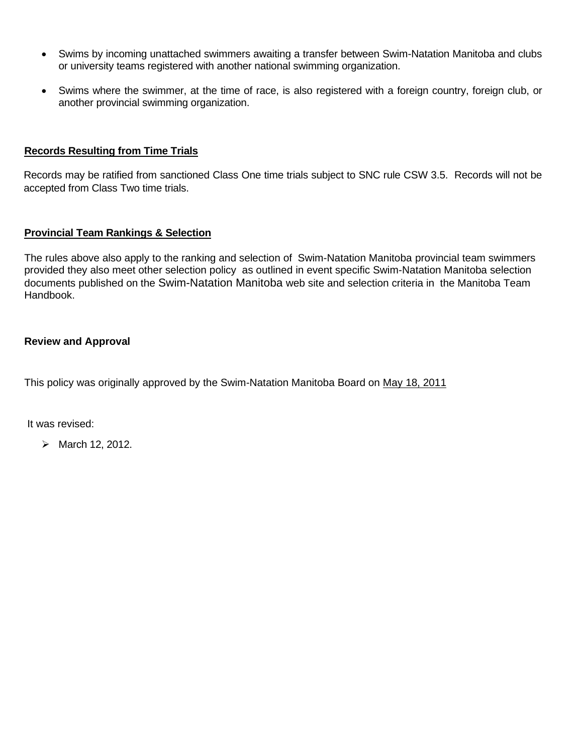- Swims by incoming unattached swimmers awaiting a transfer between Swim-Natation Manitoba and clubs or university teams registered with another national swimming organization.

- Swims where the swimmer, at the time of race, is also registered with a foreign country, foreign club, or another provincial swimming organization.

## Records Resulting from Time Trials

Records may be ratified from sanctioned Class One time trials subject to SNC rule CSW 3.5. Records will not be accepted from Class Two time trials.

## Provincial Team Rankings & Selection

The rules above also apply to the ranking and selection of Swim-Natation Manitoba provincial team swimmers provided they also meet other selection policy as outlined in event specific Swim-Natation Manitoba selection documents published on the Swim-Natation Manitoba web site and selection criteria in the Manitoba Team Handbook.

## Review and Approval

This policy was originally approved by the Swim-Natation Manitoba Board on May 18, 2011

It was revised:

- March 12, 2012.